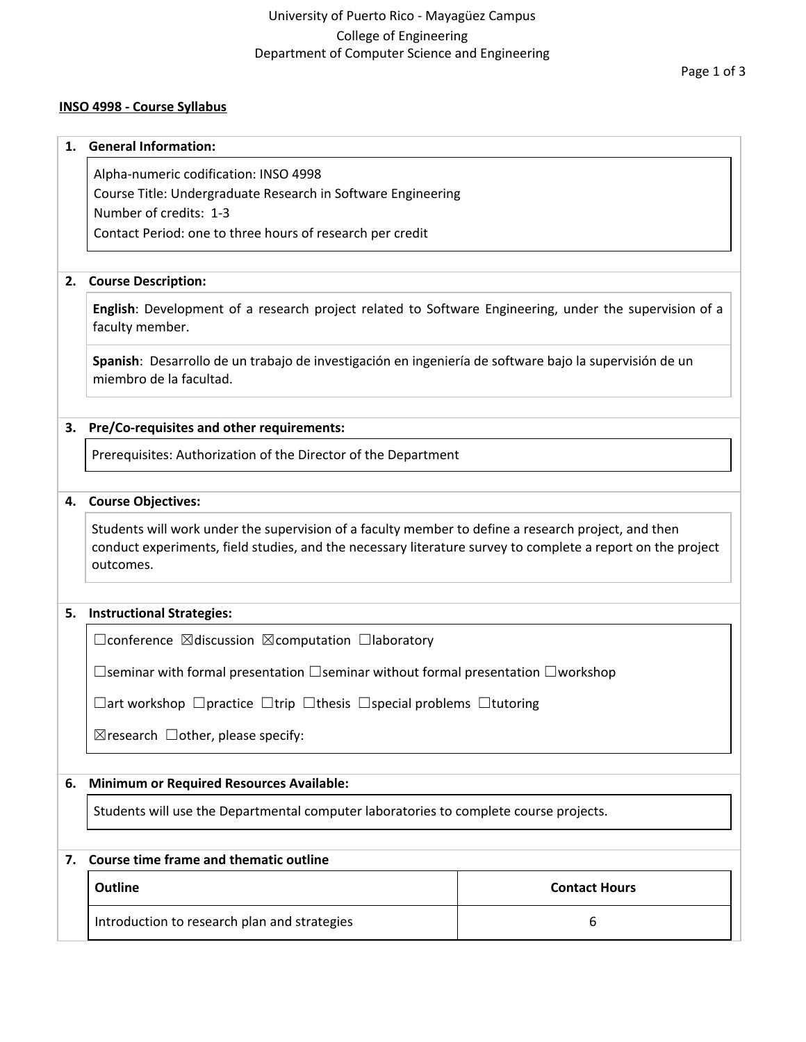University of Puerto Rico - Mayagüez Campus
College of Engineering
Department of Computer Science and Engineering

**INSO 4998 - Course Syllabus**

## 1. General Information:

Alpha-numeric codification: INSO 4998
Course Title: Undergraduate Research in Software Engineering
Number of credits: 1-3
Contact Period: one to three hours of research per credit

## 2. Course Description:

**English**: Development of a research project related to Software Engineering, under the supervision of a faculty member.

**Spanish**: Desarrollo de un trabajo de investigación en ingeniería de software bajo la supervisión de un miembro de la facultad.

## 3. Pre/Co-requisites and other requirements:

Prerequisites: Authorization of the Director of the Department

## 4. Course Objectives:

Students will work under the supervision of a faculty member to define a research project, and then conduct experiments, field studies, and the necessary literature survey to complete a report on the project outcomes.

## 5. Instructional Strategies:

☐conference ☒discussion ☒computation ☐laboratory

☐seminar with formal presentation ☐seminar without formal presentation ☐workshop

☐art workshop ☐practice ☐trip ☐thesis ☐special problems ☐tutoring

☒research ☐other, please specify:

## 6. Minimum or Required Resources Available:

Students will use the Departmental computer laboratories to complete course projects.

## 7. Course time frame and thematic outline

| Outline | Contact Hours |
|---|---|
| Introduction to research plan and strategies | 6 |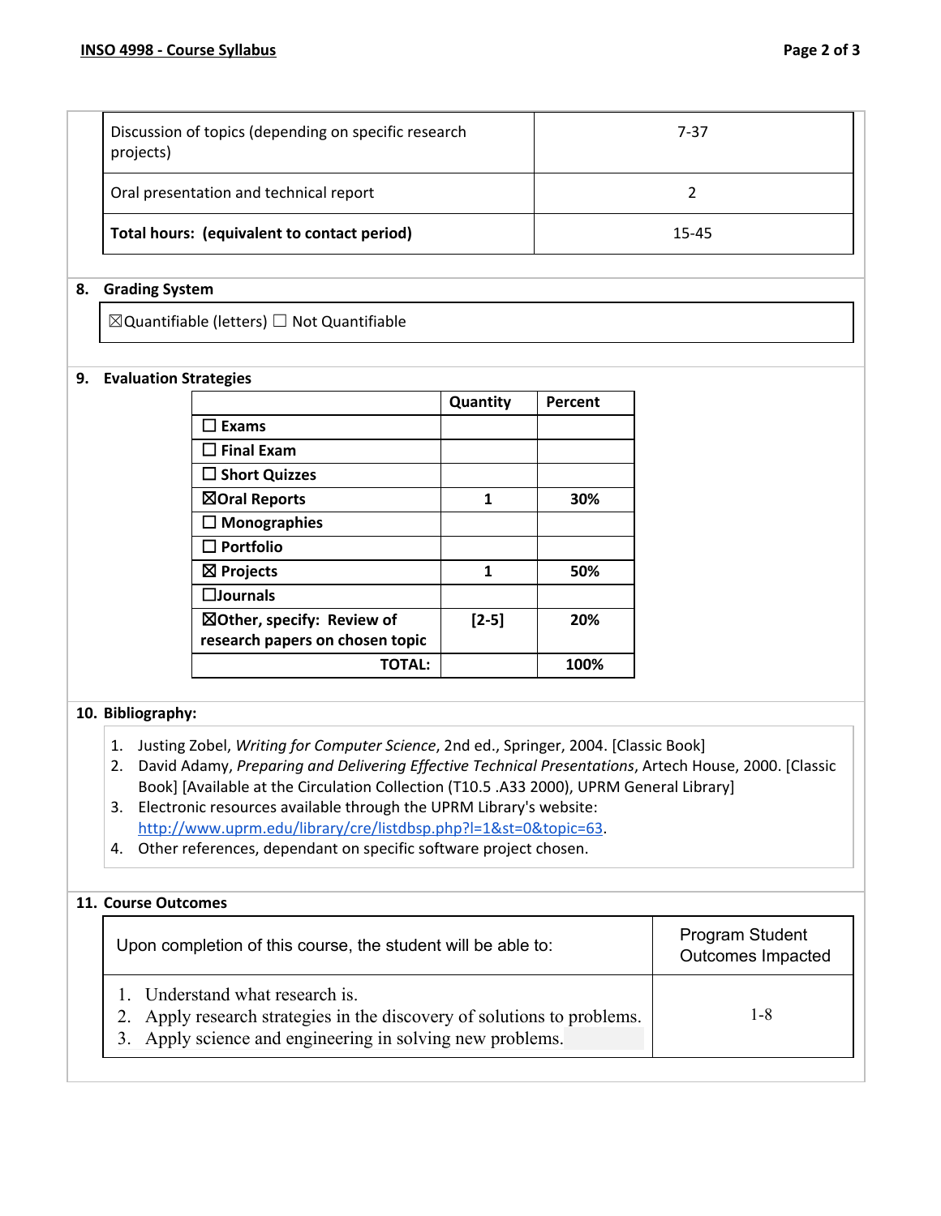| | |
|---|---|
| Discussion of topics (depending on specific research projects) | 7-37 |
| Oral presentation and technical report | 2 |
| **Total hours: (equivalent to contact period)** | 15-45 |

## 8. Grading System

☒Quantifiable (letters) ☐ Not Quantifiable

## 9. Evaluation Strategies

| | Quantity | Percent |
|---|---|---|
| ☐ Exams | | |
| ☐ Final Exam | | |
| ☐ Short Quizzes | | |
| ☒Oral Reports | 1 | 30% |
| ☐ Monographies | | |
| ☐ Portfolio | | |
| ☒ Projects | 1 | 50% |
| ☐Journals | | |
| ☒Other, specify: Review of research papers on chosen topic | [2-5] | 20% |
| **TOTAL:** | | **100%** |

## 10. Bibliography:

1. Justing Zobel, *Writing for Computer Science*, 2nd ed., Springer, 2004. [Classic Book]
2. David Adamy, *Preparing and Delivering Effective Technical Presentations*, Artech House, 2000. [Classic Book] [Available at the Circulation Collection (T10.5 .A33 2000), UPRM General Library]
3. Electronic resources available through the UPRM Library's website: http://www.uprm.edu/library/cre/listdbsp.php?l=1&st=0&topic=63.
4. Other references, dependant on specific software project chosen.

## 11. Course Outcomes

| Upon completion of this course, the student will be able to: | Program Student Outcomes Impacted |
|---|---|
| 1. Understand what research is.<br>2. Apply research strategies in the discovery of solutions to problems.<br>3. Apply science and engineering in solving new problems. | 1-8 |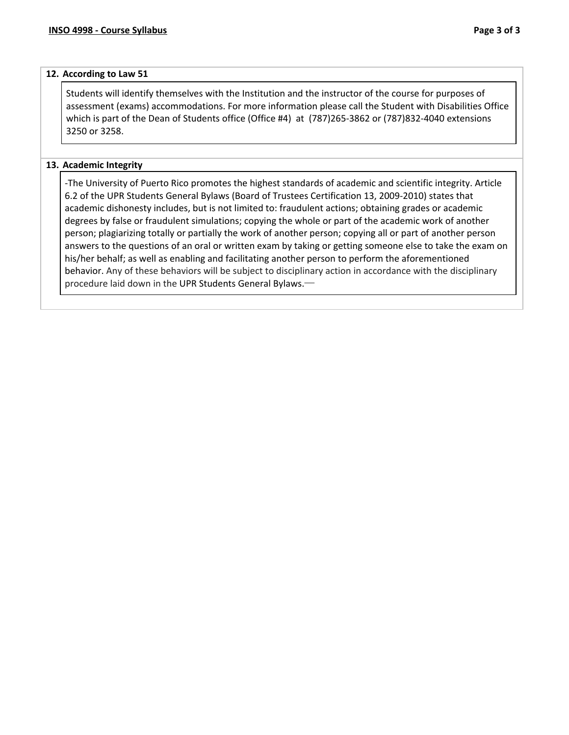## 12. According to Law 51

Students will identify themselves with the Institution and the instructor of the course for purposes of assessment (exams) accommodations. For more information please call the Student with Disabilities Office which is part of the Dean of Students office (Office #4) at (787)265-3862 or (787)832-4040 extensions 3250 or 3258.

## 13. Academic Integrity

-The University of Puerto Rico promotes the highest standards of academic and scientific integrity. Article 6.2 of the UPR Students General Bylaws (Board of Trustees Certification 13, 2009-2010) states that academic dishonesty includes, but is not limited to: fraudulent actions; obtaining grades or academic degrees by false or fraudulent simulations; copying the whole or part of the academic work of another person; plagiarizing totally or partially the work of another person; copying all or part of another person answers to the questions of an oral or written exam by taking or getting someone else to take the exam on his/her behalf; as well as enabling and facilitating another person to perform the aforementioned behavior. Any of these behaviors will be subject to disciplinary action in accordance with the disciplinary procedure laid down in the UPR Students General Bylaws.—